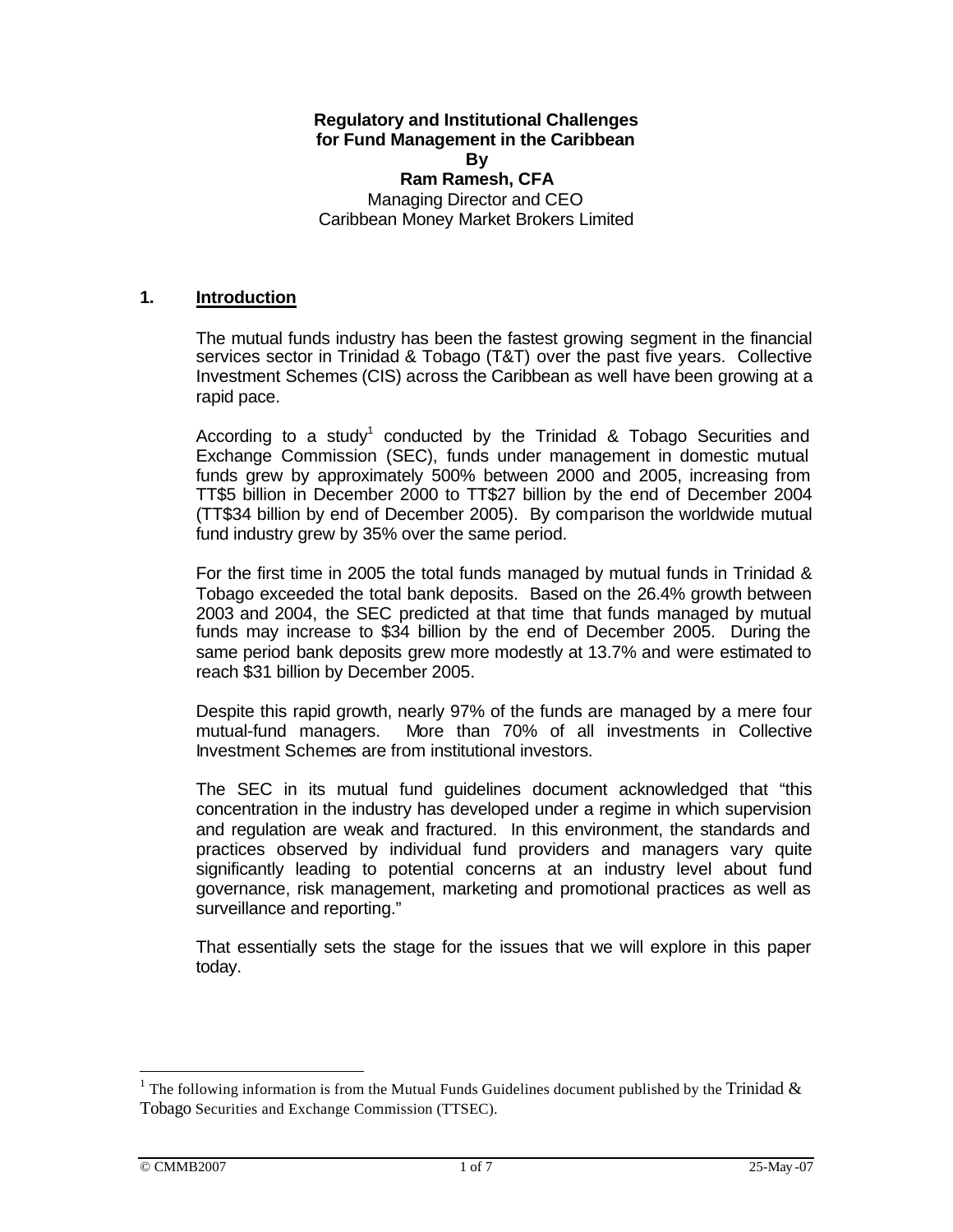**Regulatory and Institutional Challenges for Fund Management in the Caribbean**
**By**
**Ram Ramesh, CFA**
Managing Director and CEO
Caribbean Money Market Brokers Limited

## 1. Introduction

The mutual funds industry has been the fastest growing segment in the financial services sector in Trinidad & Tobago (T&T) over the past five years. Collective Investment Schemes (CIS) across the Caribbean as well have been growing at a rapid pace.

According to a study[1] conducted by the Trinidad & Tobago Securities and Exchange Commission (SEC), funds under management in domestic mutual funds grew by approximately 500% between 2000 and 2005, increasing from TT$5 billion in December 2000 to TT$27 billion by the end of December 2004 (TT$34 billion by end of December 2005). By comparison the worldwide mutual fund industry grew by 35% over the same period.

For the first time in 2005 the total funds managed by mutual funds in Trinidad & Tobago exceeded the total bank deposits. Based on the 26.4% growth between 2003 and 2004, the SEC predicted at that time that funds managed by mutual funds may increase to $34 billion by the end of December 2005. During the same period bank deposits grew more modestly at 13.7% and were estimated to reach $31 billion by December 2005.

Despite this rapid growth, nearly 97% of the funds are managed by a mere four mutual-fund managers. More than 70% of all investments in Collective Investment Schemes are from institutional investors.

The SEC in its mutual fund guidelines document acknowledged that "this concentration in the industry has developed under a regime in which supervision and regulation are weak and fractured. In this environment, the standards and practices observed by individual fund providers and managers vary quite significantly leading to potential concerns at an industry level about fund governance, risk management, marketing and promotional practices as well as surveillance and reporting."

That essentially sets the stage for the issues that we will explore in this paper today.

---

[1] The following information is from the Mutual Funds Guidelines document published by the Trinidad & Tobago Securities and Exchange Commission (TTSEC).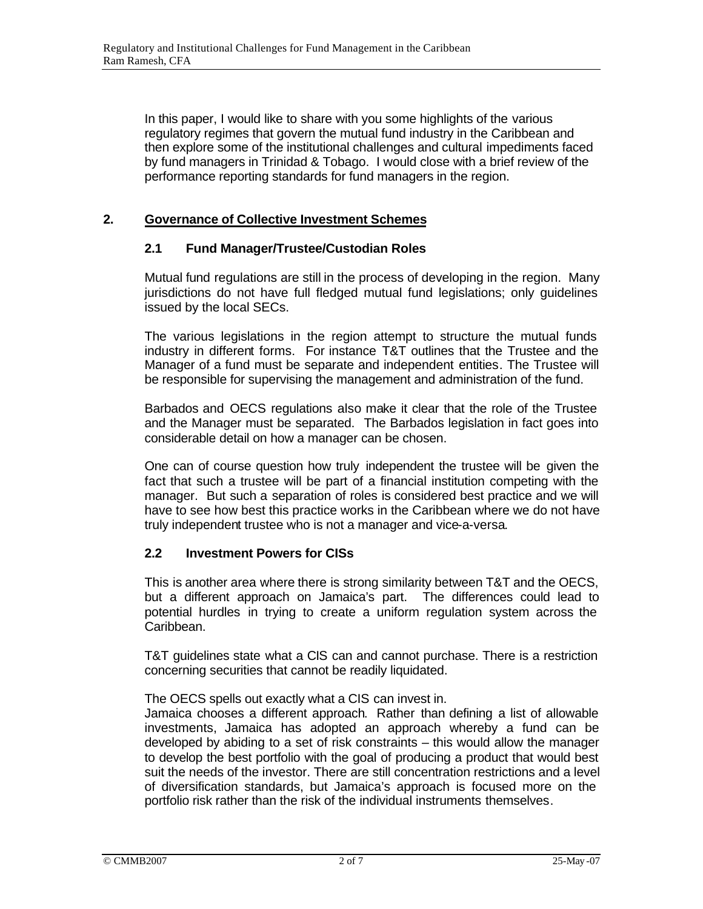In this paper, I would like to share with you some highlights of the various regulatory regimes that govern the mutual fund industry in the Caribbean and then explore some of the institutional challenges and cultural impediments faced by fund managers in Trinidad & Tobago. I would close with a brief review of the performance reporting standards for fund managers in the region.

## 2. Governance of Collective Investment Schemes

### 2.1 Fund Manager/Trustee/Custodian Roles

Mutual fund regulations are still in the process of developing in the region. Many jurisdictions do not have full fledged mutual fund legislations; only guidelines issued by the local SECs.

The various legislations in the region attempt to structure the mutual funds industry in different forms. For instance T&T outlines that the Trustee and the Manager of a fund must be separate and independent entities. The Trustee will be responsible for supervising the management and administration of the fund.

Barbados and OECS regulations also make it clear that the role of the Trustee and the Manager must be separated. The Barbados legislation in fact goes into considerable detail on how a manager can be chosen.

One can of course question how truly independent the trustee will be given the fact that such a trustee will be part of a financial institution competing with the manager. But such a separation of roles is considered best practice and we will have to see how best this practice works in the Caribbean where we do not have truly independent trustee who is not a manager and vice-a-versa.

### 2.2 Investment Powers for CISs

This is another area where there is strong similarity between T&T and the OECS, but a different approach on Jamaica's part. The differences could lead to potential hurdles in trying to create a uniform regulation system across the Caribbean.

T&T guidelines state what a CIS can and cannot purchase. There is a restriction concerning securities that cannot be readily liquidated.

The OECS spells out exactly what a CIS can invest in.
Jamaica chooses a different approach. Rather than defining a list of allowable investments, Jamaica has adopted an approach whereby a fund can be developed by abiding to a set of risk constraints – this would allow the manager to develop the best portfolio with the goal of producing a product that would best suit the needs of the investor. There are still concentration restrictions and a level of diversification standards, but Jamaica's approach is focused more on the portfolio risk rather than the risk of the individual instruments themselves.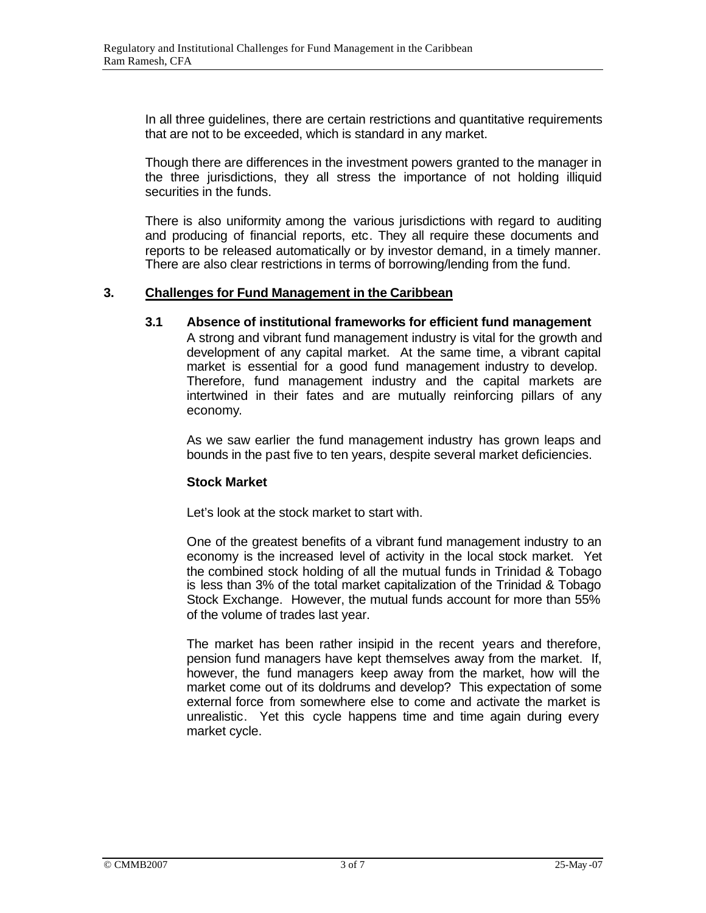In all three guidelines, there are certain restrictions and quantitative requirements that are not to be exceeded, which is standard in any market.

Though there are differences in the investment powers granted to the manager in the three jurisdictions, they all stress the importance of not holding illiquid securities in the funds.

There is also uniformity among the various jurisdictions with regard to auditing and producing of financial reports, etc. They all require these documents and reports to be released automatically or by investor demand, in a timely manner. There are also clear restrictions in terms of borrowing/lending from the fund.

## 3. Challenges for Fund Management in the Caribbean

### 3.1 Absence of institutional frameworks for efficient fund management

A strong and vibrant fund management industry is vital for the growth and development of any capital market. At the same time, a vibrant capital market is essential for a good fund management industry to develop. Therefore, fund management industry and the capital markets are intertwined in their fates and are mutually reinforcing pillars of any economy.

As we saw earlier the fund management industry has grown leaps and bounds in the past five to ten years, despite several market deficiencies.

**Stock Market**

Let's look at the stock market to start with.

One of the greatest benefits of a vibrant fund management industry to an economy is the increased level of activity in the local stock market. Yet the combined stock holding of all the mutual funds in Trinidad & Tobago is less than 3% of the total market capitalization of the Trinidad & Tobago Stock Exchange. However, the mutual funds account for more than 55% of the volume of trades last year.

The market has been rather insipid in the recent years and therefore, pension fund managers have kept themselves away from the market. If, however, the fund managers keep away from the market, how will the market come out of its doldrums and develop? This expectation of some external force from somewhere else to come and activate the market is unrealistic. Yet this cycle happens time and time again during every market cycle.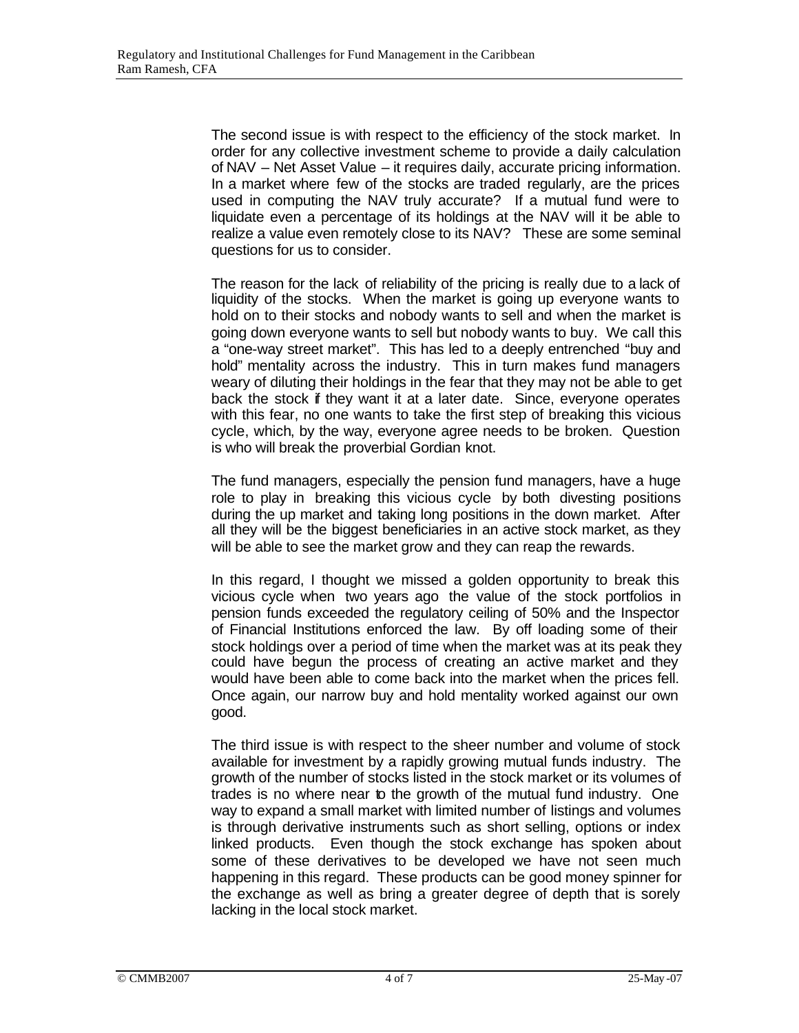The second issue is with respect to the efficiency of the stock market. In order for any collective investment scheme to provide a daily calculation of NAV – Net Asset Value – it requires daily, accurate pricing information. In a market where few of the stocks are traded regularly, are the prices used in computing the NAV truly accurate? If a mutual fund were to liquidate even a percentage of its holdings at the NAV will it be able to realize a value even remotely close to its NAV? These are some seminal questions for us to consider.

The reason for the lack of reliability of the pricing is really due to a lack of liquidity of the stocks. When the market is going up everyone wants to hold on to their stocks and nobody wants to sell and when the market is going down everyone wants to sell but nobody wants to buy. We call this a "one-way street market". This has led to a deeply entrenched "buy and hold" mentality across the industry. This in turn makes fund managers weary of diluting their holdings in the fear that they may not be able to get back the stock if they want it at a later date. Since, everyone operates with this fear, no one wants to take the first step of breaking this vicious cycle, which, by the way, everyone agree needs to be broken. Question is who will break the proverbial Gordian knot.

The fund managers, especially the pension fund managers, have a huge role to play in breaking this vicious cycle by both divesting positions during the up market and taking long positions in the down market. After all they will be the biggest beneficiaries in an active stock market, as they will be able to see the market grow and they can reap the rewards.

In this regard, I thought we missed a golden opportunity to break this vicious cycle when two years ago the value of the stock portfolios in pension funds exceeded the regulatory ceiling of 50% and the Inspector of Financial Institutions enforced the law. By off loading some of their stock holdings over a period of time when the market was at its peak they could have begun the process of creating an active market and they would have been able to come back into the market when the prices fell. Once again, our narrow buy and hold mentality worked against our own good.

The third issue is with respect to the sheer number and volume of stock available for investment by a rapidly growing mutual funds industry. The growth of the number of stocks listed in the stock market or its volumes of trades is no where near to the growth of the mutual fund industry. One way to expand a small market with limited number of listings and volumes is through derivative instruments such as short selling, options or index linked products. Even though the stock exchange has spoken about some of these derivatives to be developed we have not seen much happening in this regard. These products can be good money spinner for the exchange as well as bring a greater degree of depth that is sorely lacking in the local stock market.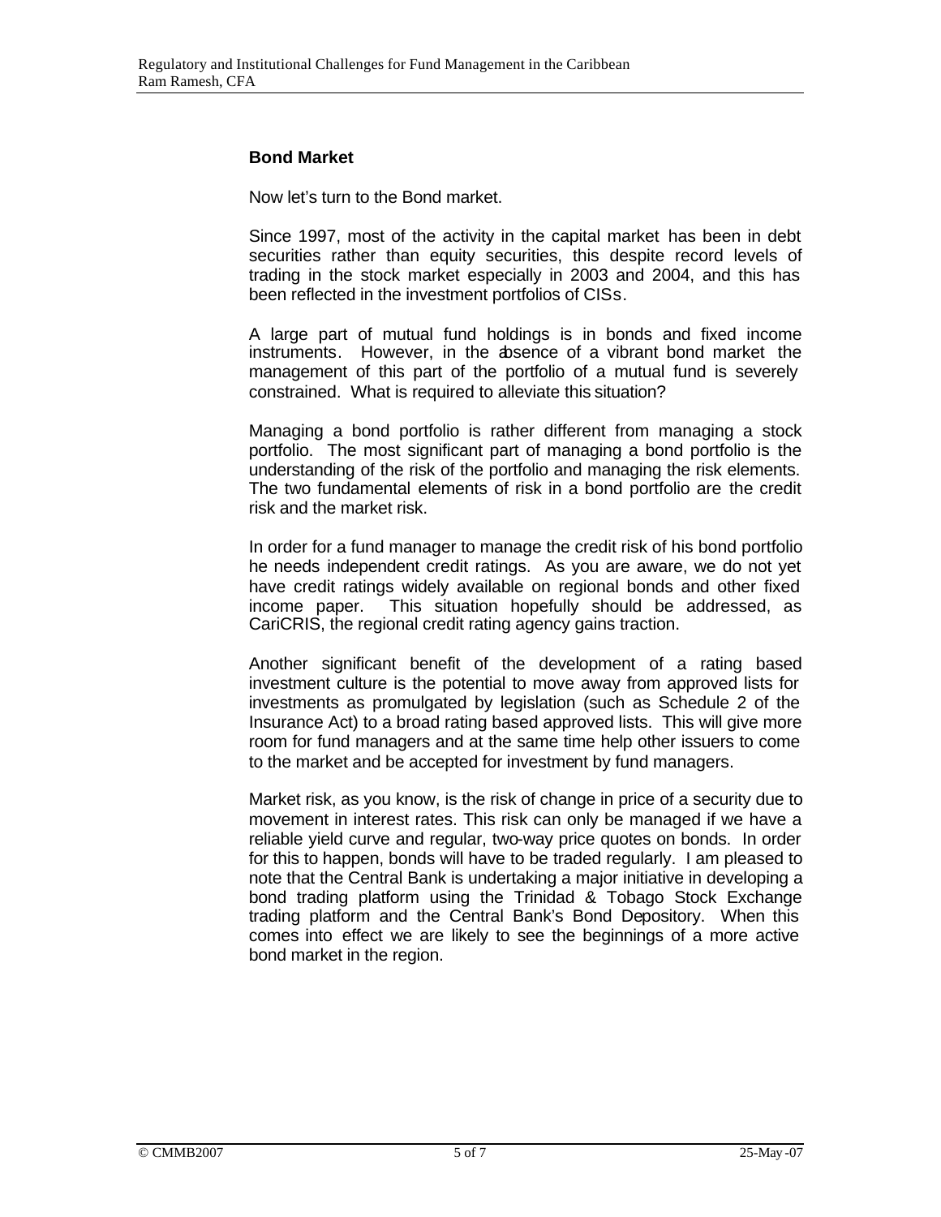### Bond Market

Now let's turn to the Bond market.

Since 1997, most of the activity in the capital market has been in debt securities rather than equity securities, this despite record levels of trading in the stock market especially in 2003 and 2004, and this has been reflected in the investment portfolios of CISs.

A large part of mutual fund holdings is in bonds and fixed income instruments. However, in the absence of a vibrant bond market the management of this part of the portfolio of a mutual fund is severely constrained. What is required to alleviate this situation?

Managing a bond portfolio is rather different from managing a stock portfolio. The most significant part of managing a bond portfolio is the understanding of the risk of the portfolio and managing the risk elements. The two fundamental elements of risk in a bond portfolio are the credit risk and the market risk.

In order for a fund manager to manage the credit risk of his bond portfolio he needs independent credit ratings. As you are aware, we do not yet have credit ratings widely available on regional bonds and other fixed income paper. This situation hopefully should be addressed, as CariCRIS, the regional credit rating agency gains traction.

Another significant benefit of the development of a rating based investment culture is the potential to move away from approved lists for investments as promulgated by legislation (such as Schedule 2 of the Insurance Act) to a broad rating based approved lists. This will give more room for fund managers and at the same time help other issuers to come to the market and be accepted for investment by fund managers.

Market risk, as you know, is the risk of change in price of a security due to movement in interest rates. This risk can only be managed if we have a reliable yield curve and regular, two-way price quotes on bonds. In order for this to happen, bonds will have to be traded regularly. I am pleased to note that the Central Bank is undertaking a major initiative in developing a bond trading platform using the Trinidad & Tobago Stock Exchange trading platform and the Central Bank's Bond Depository. When this comes into effect we are likely to see the beginnings of a more active bond market in the region.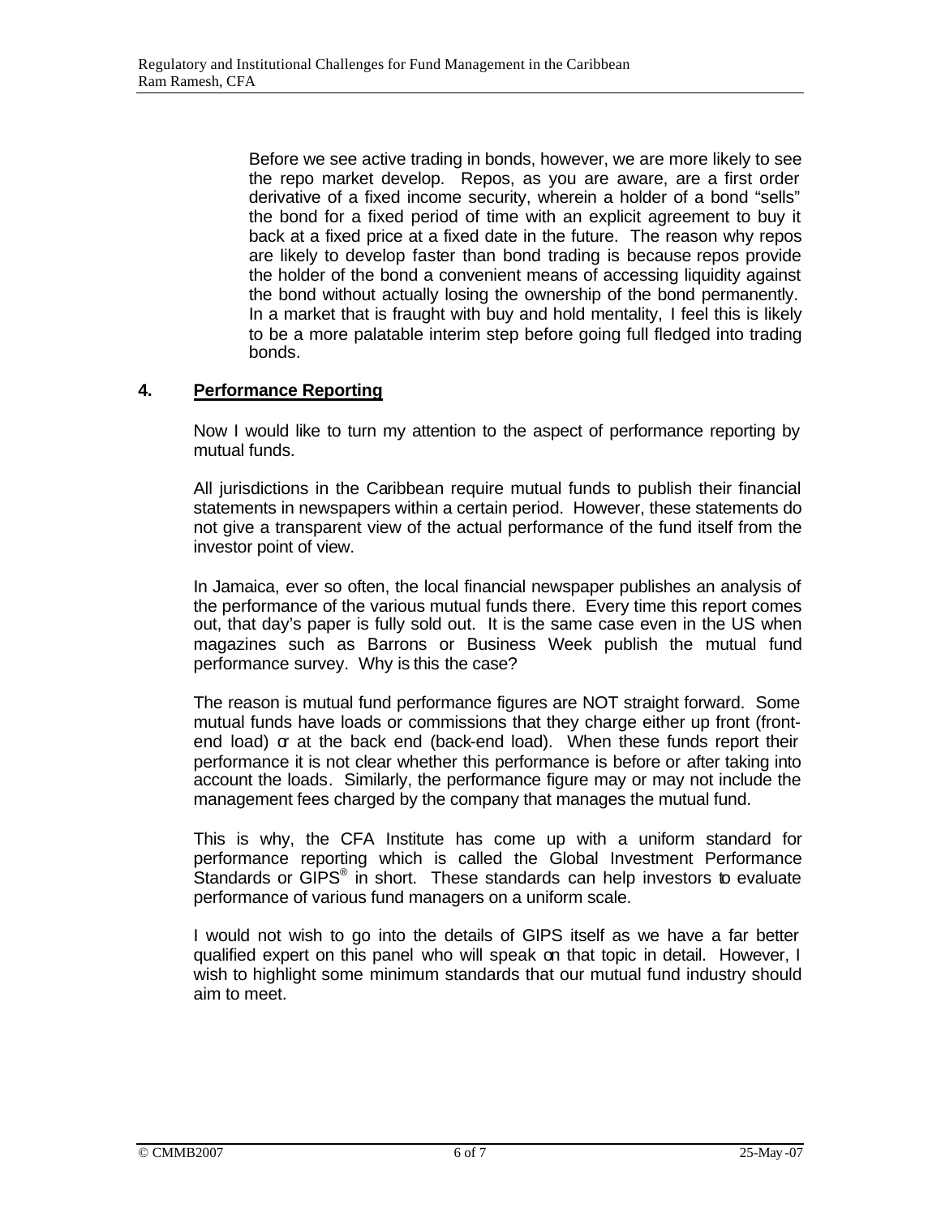Before we see active trading in bonds, however, we are more likely to see the repo market develop. Repos, as you are aware, are a first order derivative of a fixed income security, wherein a holder of a bond "sells" the bond for a fixed period of time with an explicit agreement to buy it back at a fixed price at a fixed date in the future. The reason why repos are likely to develop faster than bond trading is because repos provide the holder of the bond a convenient means of accessing liquidity against the bond without actually losing the ownership of the bond permanently. In a market that is fraught with buy and hold mentality, I feel this is likely to be a more palatable interim step before going full fledged into trading bonds.

## 4. Performance Reporting

Now I would like to turn my attention to the aspect of performance reporting by mutual funds.

All jurisdictions in the Caribbean require mutual funds to publish their financial statements in newspapers within a certain period. However, these statements do not give a transparent view of the actual performance of the fund itself from the investor point of view.

In Jamaica, ever so often, the local financial newspaper publishes an analysis of the performance of the various mutual funds there. Every time this report comes out, that day's paper is fully sold out. It is the same case even in the US when magazines such as Barrons or Business Week publish the mutual fund performance survey. Why is this the case?

The reason is mutual fund performance figures are NOT straight forward. Some mutual funds have loads or commissions that they charge either up front (front-end load) or at the back end (back-end load). When these funds report their performance it is not clear whether this performance is before or after taking into account the loads. Similarly, the performance figure may or may not include the management fees charged by the company that manages the mutual fund.

This is why, the CFA Institute has come up with a uniform standard for performance reporting which is called the Global Investment Performance Standards or GIPS® in short. These standards can help investors to evaluate performance of various fund managers on a uniform scale.

I would not wish to go into the details of GIPS itself as we have a far better qualified expert on this panel who will speak on that topic in detail. However, I wish to highlight some minimum standards that our mutual fund industry should aim to meet.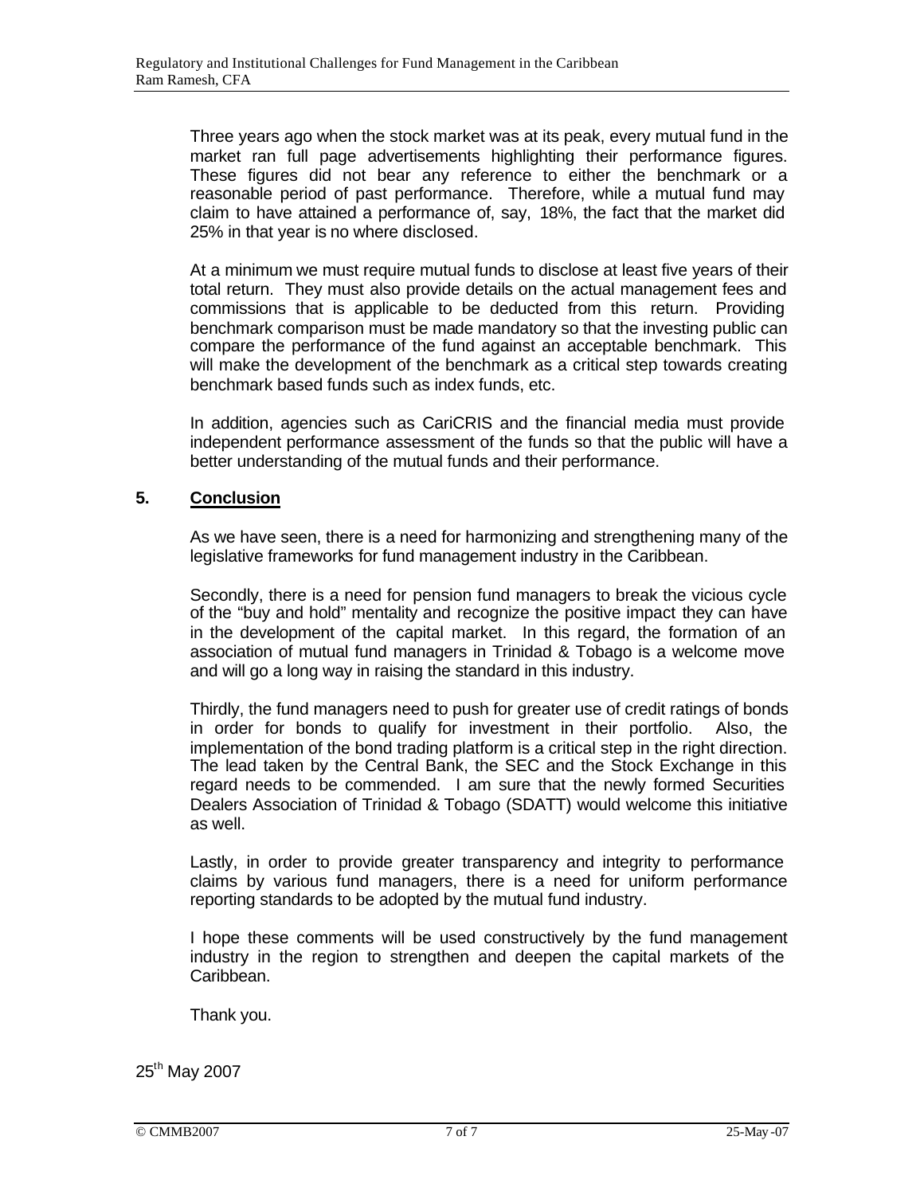Three years ago when the stock market was at its peak, every mutual fund in the market ran full page advertisements highlighting their performance figures. These figures did not bear any reference to either the benchmark or a reasonable period of past performance. Therefore, while a mutual fund may claim to have attained a performance of, say, 18%, the fact that the market did 25% in that year is no where disclosed.

At a minimum we must require mutual funds to disclose at least five years of their total return. They must also provide details on the actual management fees and commissions that is applicable to be deducted from this return. Providing benchmark comparison must be made mandatory so that the investing public can compare the performance of the fund against an acceptable benchmark. This will make the development of the benchmark as a critical step towards creating benchmark based funds such as index funds, etc.

In addition, agencies such as CariCRIS and the financial media must provide independent performance assessment of the funds so that the public will have a better understanding of the mutual funds and their performance.

## 5. Conclusion

As we have seen, there is a need for harmonizing and strengthening many of the legislative frameworks for fund management industry in the Caribbean.

Secondly, there is a need for pension fund managers to break the vicious cycle of the "buy and hold" mentality and recognize the positive impact they can have in the development of the capital market. In this regard, the formation of an association of mutual fund managers in Trinidad & Tobago is a welcome move and will go a long way in raising the standard in this industry.

Thirdly, the fund managers need to push for greater use of credit ratings of bonds in order for bonds to qualify for investment in their portfolio. Also, the implementation of the bond trading platform is a critical step in the right direction. The lead taken by the Central Bank, the SEC and the Stock Exchange in this regard needs to be commended. I am sure that the newly formed Securities Dealers Association of Trinidad & Tobago (SDATT) would welcome this initiative as well.

Lastly, in order to provide greater transparency and integrity to performance claims by various fund managers, there is a need for uniform performance reporting standards to be adopted by the mutual fund industry.

I hope these comments will be used constructively by the fund management industry in the region to strengthen and deepen the capital markets of the Caribbean.

Thank you.

25th May 2007